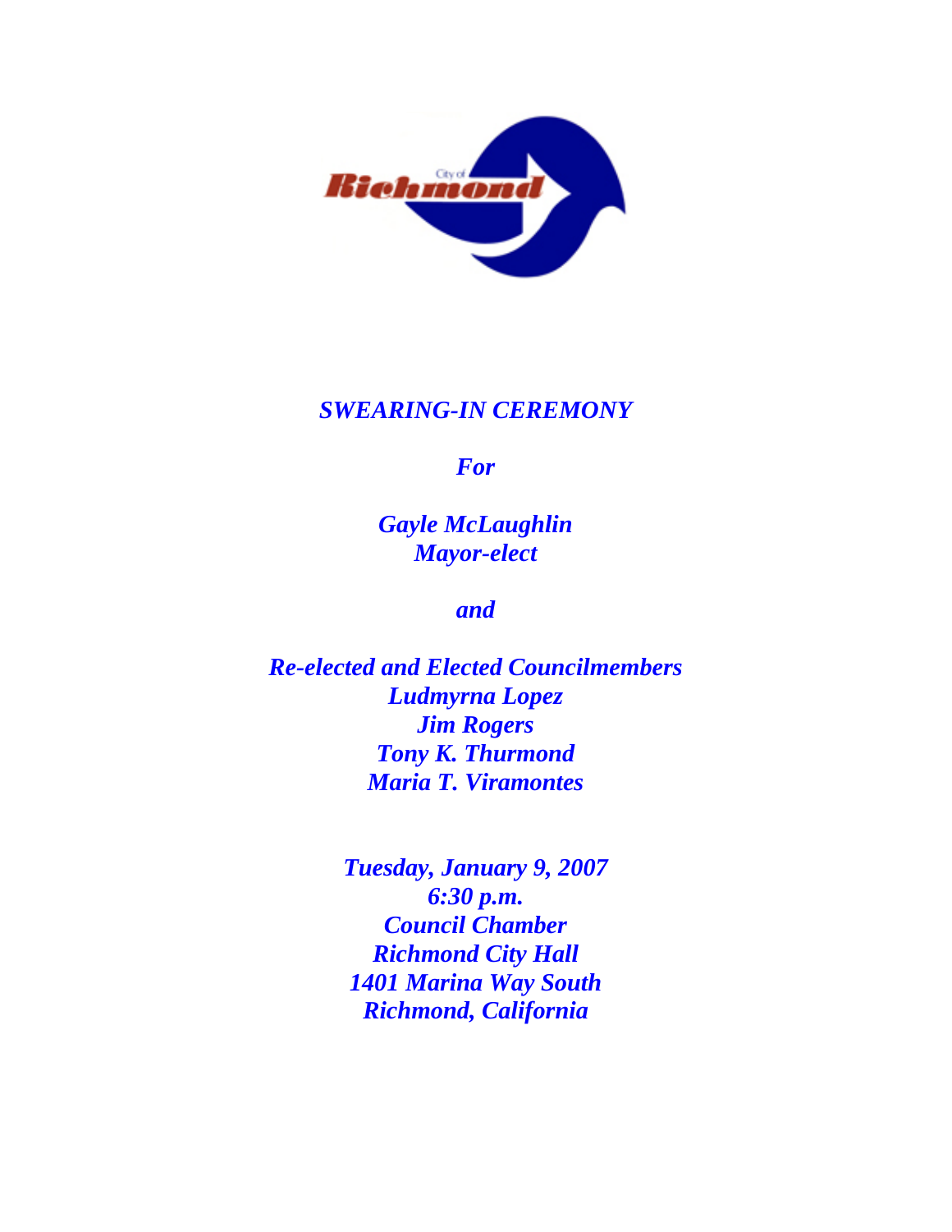City of Richmond

# *SWEARING-IN CEREMONY*

***For***

***Gayle McLaughlin***
***Mayor-elect***

***and***

***Re-elected and Elected Councilmembers***
***Ludmyrna Lopez***
***Jim Rogers***
***Tony K. Thurmond***
***Maria T. Viramontes***

***Tuesday, January 9, 2007***
***6:30 p.m.***
***Council Chamber***
***Richmond City Hall***
***1401 Marina Way South***
***Richmond, California***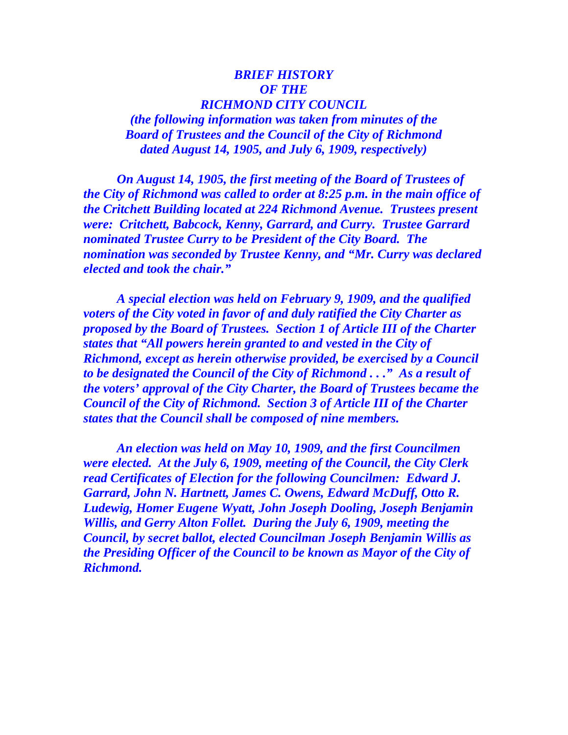# *BRIEF HISTORY OF THE RICHMOND CITY COUNCIL*

***(the following information was taken from minutes of the Board of Trustees and the Council of the City of Richmond dated August 14, 1905, and July 6, 1909, respectively)***

***On August 14, 1905, the first meeting of the Board of Trustees of the City of Richmond was called to order at 8:25 p.m. in the main office of the Critchett Building located at 224 Richmond Avenue. Trustees present were: Critchett, Babcock, Kenny, Garrard, and Curry. Trustee Garrard nominated Trustee Curry to be President of the City Board. The nomination was seconded by Trustee Kenny, and "Mr. Curry was declared elected and took the chair."***

***A special election was held on February 9, 1909, and the qualified voters of the City voted in favor of and duly ratified the City Charter as proposed by the Board of Trustees. Section 1 of Article III of the Charter states that "All powers herein granted to and vested in the City of Richmond, except as herein otherwise provided, be exercised by a Council to be designated the Council of the City of Richmond . . ." As a result of the voters' approval of the City Charter, the Board of Trustees became the Council of the City of Richmond. Section 3 of Article III of the Charter states that the Council shall be composed of nine members.***

***An election was held on May 10, 1909, and the first Councilmen were elected. At the July 6, 1909, meeting of the Council, the City Clerk read Certificates of Election for the following Councilmen: Edward J. Garrard, John N. Hartnett, James C. Owens, Edward McDuff, Otto R. Ludewig, Homer Eugene Wyatt, John Joseph Dooling, Joseph Benjamin Willis, and Gerry Alton Follet. During the July 6, 1909, meeting the Council, by secret ballot, elected Councilman Joseph Benjamin Willis as the Presiding Officer of the Council to be known as Mayor of the City of Richmond.***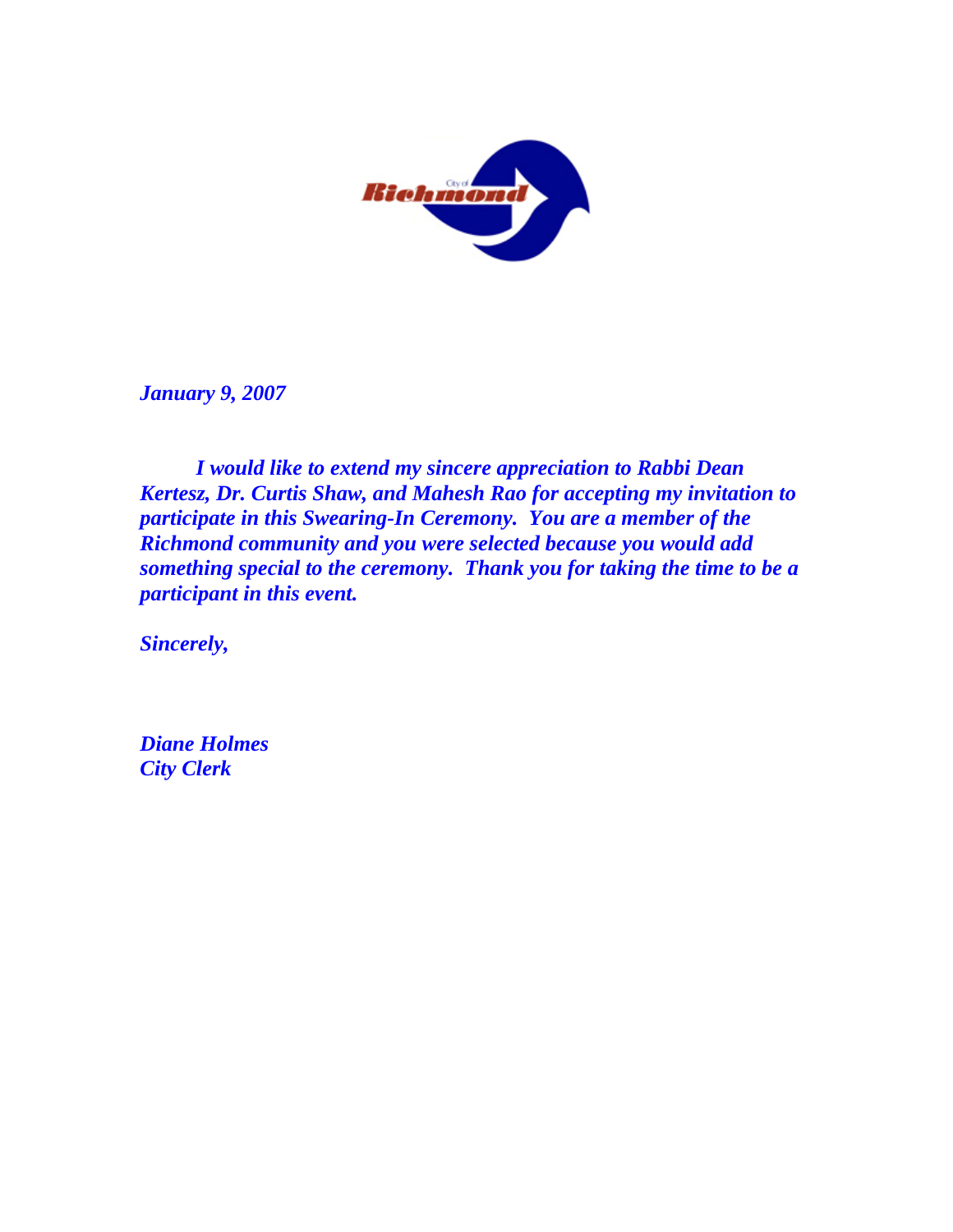*January 9, 2007*

*I would like to extend my sincere appreciation to Rabbi Dean Kertesz, Dr. Curtis Shaw, and Mahesh Rao for accepting my invitation to participate in this Swearing-In Ceremony. You are a member of the Richmond community and you were selected because you would add something special to the ceremony. Thank you for taking the time to be a participant in this event.*

*Sincerely,*

*Diane Holmes*
*City Clerk*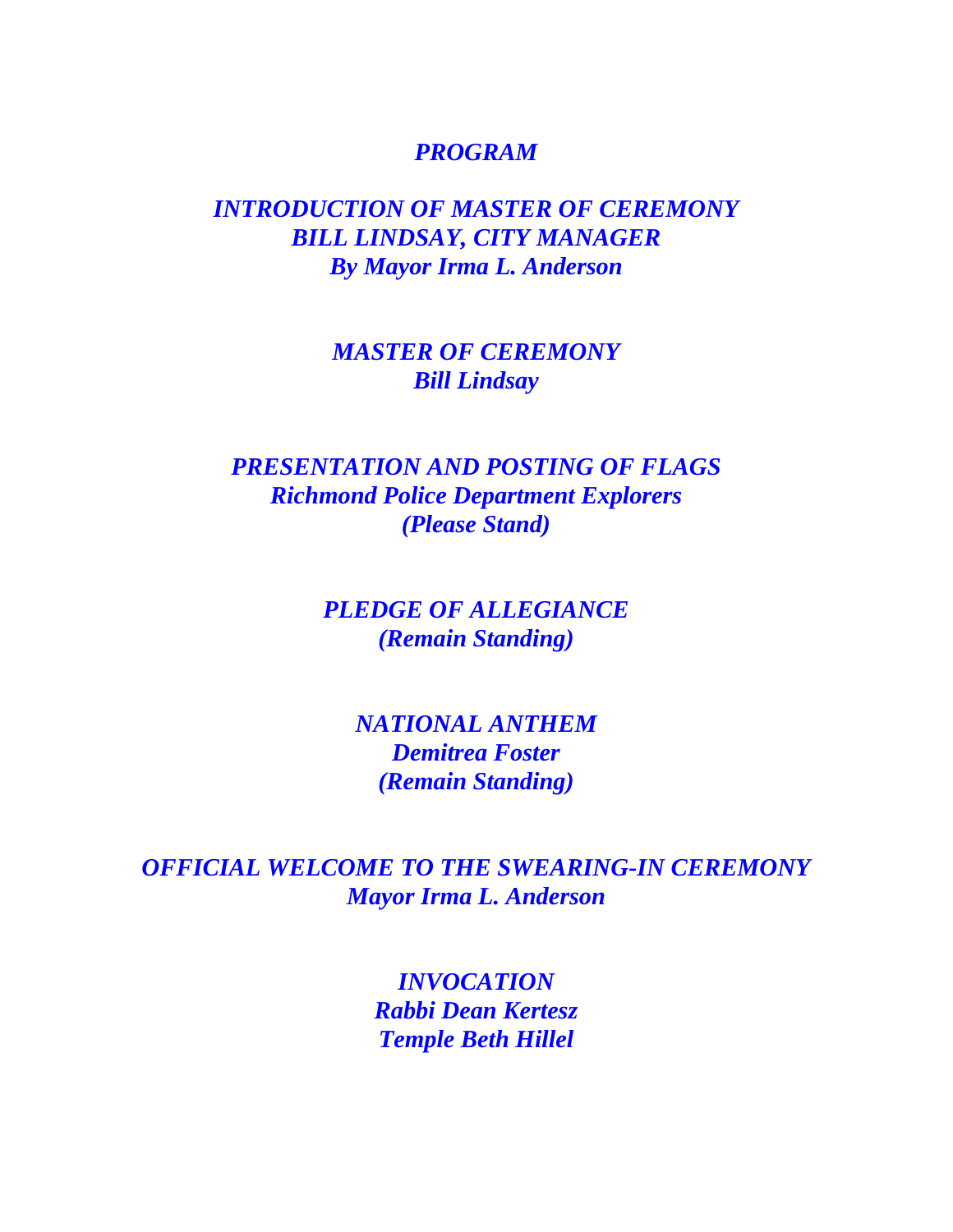# ***PROGRAM***

***INTRODUCTION OF MASTER OF CEREMONY***
***BILL LINDSAY, CITY MANAGER***
***By Mayor Irma L. Anderson***

***MASTER OF CEREMONY***
***Bill Lindsay***

***PRESENTATION AND POSTING OF FLAGS***
***Richmond Police Department Explorers***
***(Please Stand)***

***PLEDGE OF ALLEGIANCE***
***(Remain Standing)***

***NATIONAL ANTHEM***
***Demitrea Foster***
***(Remain Standing)***

***OFFICIAL WELCOME TO THE SWEARING-IN CEREMONY***
***Mayor Irma L. Anderson***

***INVOCATION***
***Rabbi Dean Kertesz***
***Temple Beth Hillel***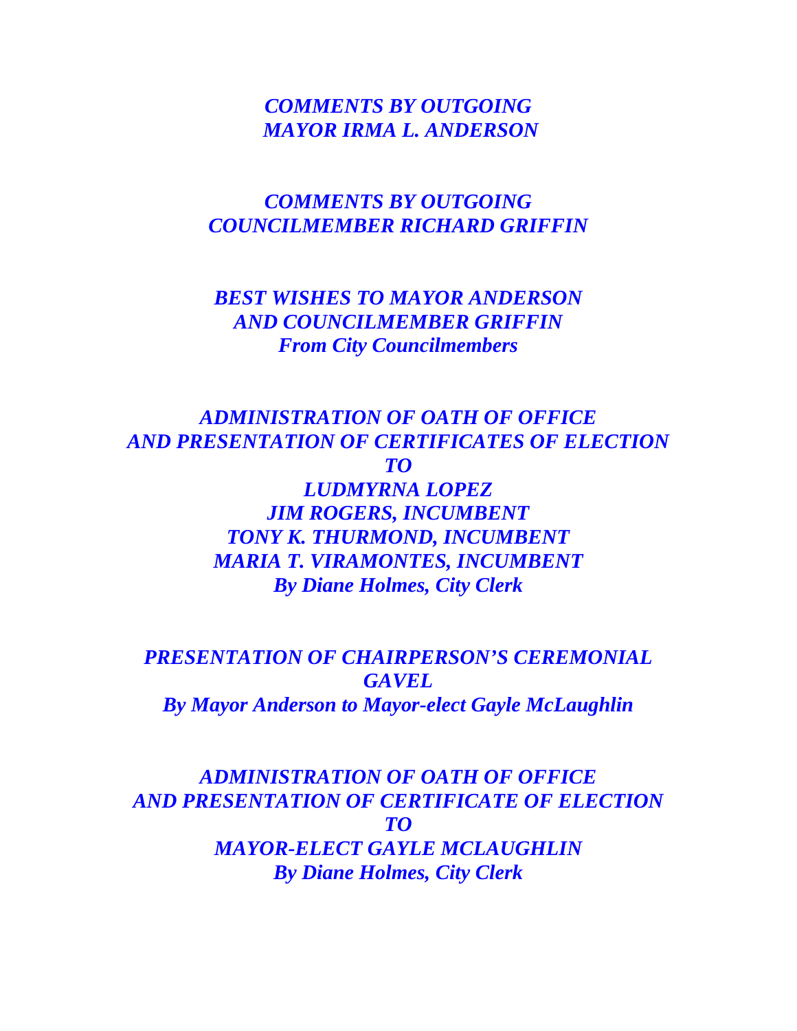***COMMENTS BY OUTGOING***
***MAYOR IRMA L. ANDERSON***

***COMMENTS BY OUTGOING***
***COUNCILMEMBER RICHARD GRIFFIN***

***BEST WISHES TO MAYOR ANDERSON***
***AND COUNCILMEMBER GRIFFIN***
***From City Councilmembers***

***ADMINISTRATION OF OATH OF OFFICE***
***AND PRESENTATION OF CERTIFICATES OF ELECTION***
***TO***
***LUDMYRNA LOPEZ***
***JIM ROGERS, INCUMBENT***
***TONY K. THURMOND, INCUMBENT***
***MARIA T. VIRAMONTES, INCUMBENT***
***By Diane Holmes, City Clerk***

***PRESENTATION OF CHAIRPERSON'S CEREMONIAL GAVEL***
***By Mayor Anderson to Mayor-elect Gayle McLaughlin***

***ADMINISTRATION OF OATH OF OFFICE***
***AND PRESENTATION OF CERTIFICATE OF ELECTION***
***TO***
***MAYOR-ELECT GAYLE MCLAUGHLIN***
***By Diane Holmes, City Clerk***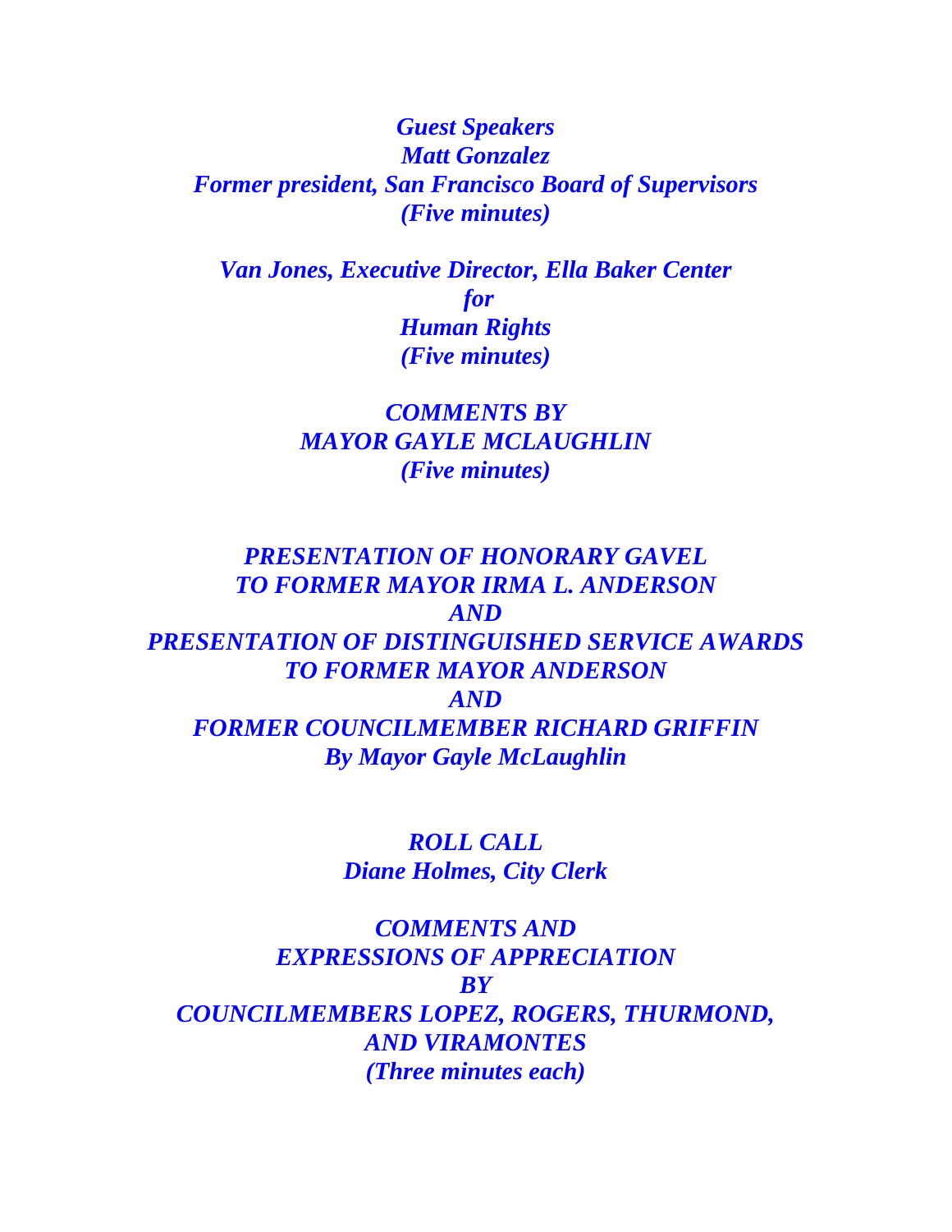***Guest Speakers***
***Matt Gonzalez***
***Former president, San Francisco Board of Supervisors***
***(Five minutes)***

***Van Jones, Executive Director, Ella Baker Center***
***for***
***Human Rights***
***(Five minutes)***

***COMMENTS BY***
***MAYOR GAYLE MCLAUGHLIN***
***(Five minutes)***

***PRESENTATION OF HONORARY GAVEL***
***TO FORMER MAYOR IRMA L. ANDERSON***
***AND***
***PRESENTATION OF DISTINGUISHED SERVICE AWARDS***
***TO FORMER MAYOR ANDERSON***
***AND***
***FORMER COUNCILMEMBER RICHARD GRIFFIN***
***By Mayor Gayle McLaughlin***

***ROLL CALL***
***Diane Holmes, City Clerk***

***COMMENTS AND***
***EXPRESSIONS OF APPRECIATION***
***BY***
***COUNCILMEMBERS LOPEZ, ROGERS, THURMOND,***
***AND VIRAMONTES***
***(Three minutes each)***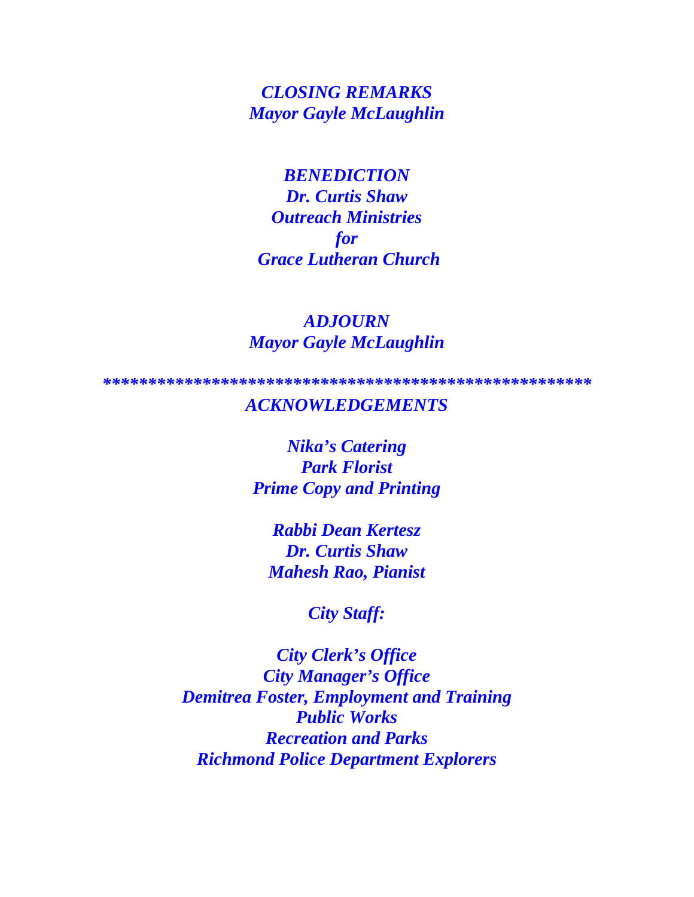***CLOSING REMARKS***
***Mayor Gayle McLaughlin***

***BENEDICTION***
***Dr. Curtis Shaw***
***Outreach Ministries***
***for***
***Grace Lutheran Church***

***ADJOURN***
***Mayor Gayle McLaughlin***

*****************************************************

***ACKNOWLEDGEMENTS***

***Nika's Catering***
***Park Florist***
***Prime Copy and Printing***

***Rabbi Dean Kertesz***
***Dr. Curtis Shaw***
***Mahesh Rao, Pianist***

***City Staff:***

***City Clerk's Office***
***City Manager's Office***
***Demitrea Foster, Employment and Training***
***Public Works***
***Recreation and Parks***
***Richmond Police Department Explorers***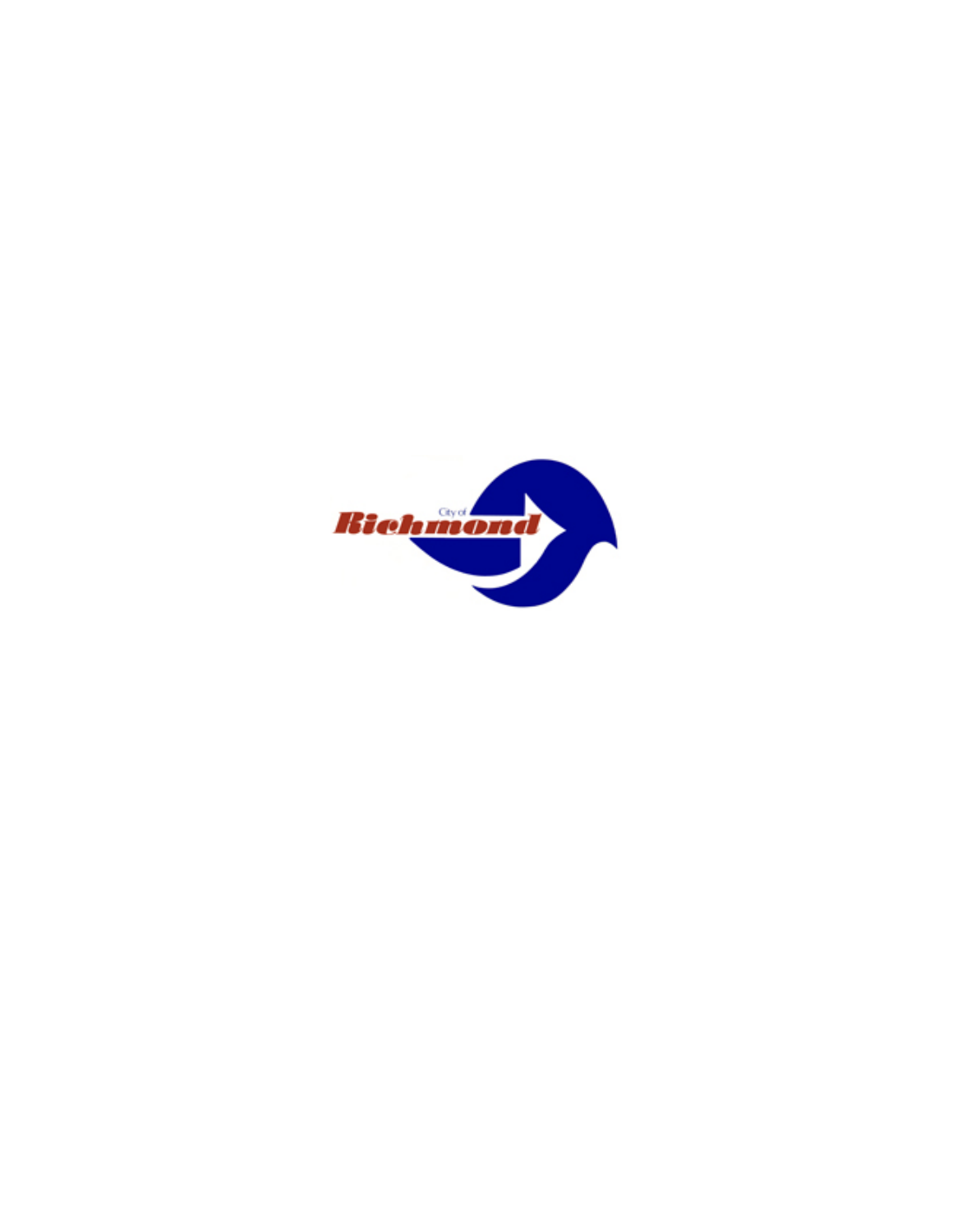City of

Richmond